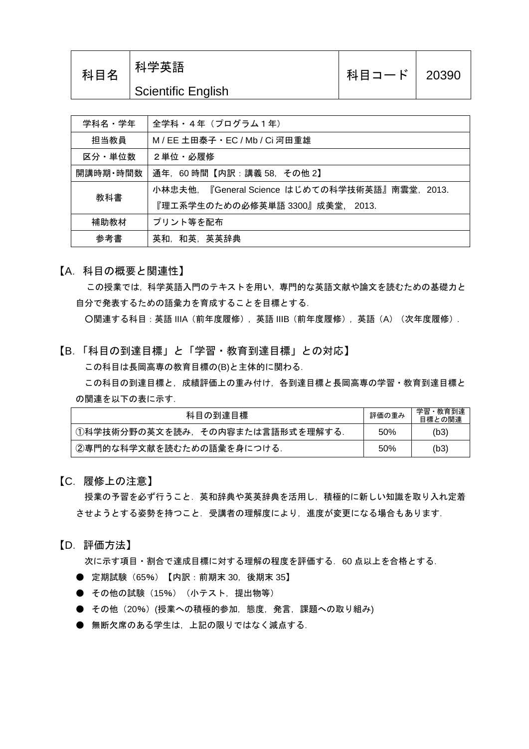| 科目名 | 科学英語<br>Scientific English | 科目コード | 20390 |
|---|---|---|---|

| 学科名・学年 | 全学科・４年（プログラム１年） |
|---|---|
| 担当教員 | M / EE 土田泰子・EC / Mb / Ci 河田重雄 |
| 区分・単位数 | ２単位・必履修 |
| 開講時期・時間数 | 通年，60 時間【内訳：講義 58，その他 2】 |
| 教科書 | 小林忠夫他，『General Science はじめての科学技術英語』南雲堂，2013.<br>『理工系学生のための必修英単語 3300』成美堂， 2013. |
| 補助教材 | プリント等を配布 |
| 参考書 | 英和，和英，英英辞典 |

## 【A. 科目の概要と関連性】

この授業では，科学英語入門のテキストを用い，専門的な英語文献や論文を読むための基礎力と自分で発表するための語彙力を育成することを目標とする.

〇関連する科目：英語 IIIA（前年度履修），英語 IIIB（前年度履修），英語（A）（次年度履修）.

## 【B. 「科目の到達目標」と「学習・教育到達目標」との対応】

この科目は長岡高専の教育目標の(B)と主体的に関わる.

この科目の到達目標と，成績評価上の重み付け，各到達目標と長岡高専の学習・教育到達目標との関連を以下の表に示す.

| 科目の到達目標 | 評価の重み | 学習・教育到達目標との関連 |
|---|---|---|
| ①科学技術分野の英文を読み，その内容または言語形式を理解する. | 50% | (b3) |
| ②専門的な科学文献を読むための語彙を身につける. | 50% | (b3) |

## 【C. 履修上の注意】

授業の予習を必ず行うこと．英和辞典や英英辞典を活用し，積極的に新しい知識を取り入れ定着させようとする姿勢を持つこと．受講者の理解度により，進度が変更になる場合もあります.

## 【D. 評価方法】

次に示す項目・割合で達成目標に対する理解の程度を評価する．60 点以上を合格とする.

- 定期試験（65%）【内訳：前期末 30，後期末 35】
- その他の試験（15%）（小テスト，提出物等）
- その他（20%）(授業への積極的参加，態度，発言，課題への取り組み)
- 無断欠席のある学生は，上記の限りではなく減点する.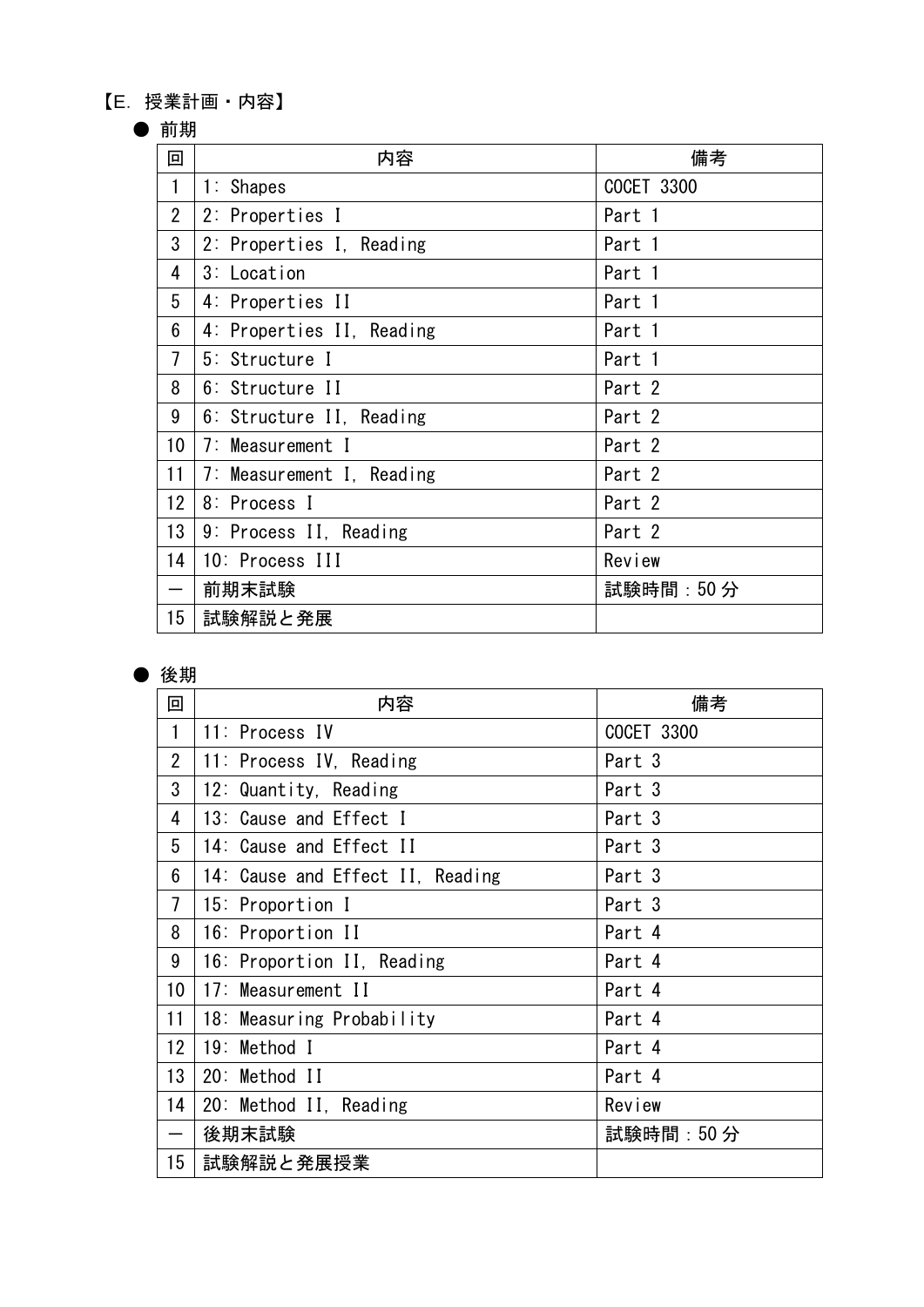【E. 授業計画・内容】

● 前期

| 回 | 内容 | 備考 |
|---|---|---|
| 1 | 1: Shapes | COCET 3300 |
| 2 | 2: Properties I | Part 1 |
| 3 | 2: Properties I, Reading | Part 1 |
| 4 | 3: Location | Part 1 |
| 5 | 4: Properties II | Part 1 |
| 6 | 4: Properties II, Reading | Part 1 |
| 7 | 5: Structure I | Part 1 |
| 8 | 6: Structure II | Part 2 |
| 9 | 6: Structure II, Reading | Part 2 |
| 10 | 7: Measurement I | Part 2 |
| 11 | 7: Measurement I, Reading | Part 2 |
| 12 | 8: Process I | Part 2 |
| 13 | 9: Process II, Reading | Part 2 |
| 14 | 10: Process III | Review |
| ― | 前期末試験 | 試験時間：50 分 |
| 15 | 試験解説と発展 | |

● 後期

| 回 | 内容 | 備考 |
|---|---|---|
| 1 | 11: Process IV | COCET 3300 |
| 2 | 11: Process IV, Reading | Part 3 |
| 3 | 12: Quantity, Reading | Part 3 |
| 4 | 13: Cause and Effect I | Part 3 |
| 5 | 14: Cause and Effect II | Part 3 |
| 6 | 14: Cause and Effect II, Reading | Part 3 |
| 7 | 15: Proportion I | Part 3 |
| 8 | 16: Proportion II | Part 4 |
| 9 | 16: Proportion II, Reading | Part 4 |
| 10 | 17: Measurement II | Part 4 |
| 11 | 18: Measuring Probability | Part 4 |
| 12 | 19: Method I | Part 4 |
| 13 | 20: Method II | Part 4 |
| 14 | 20: Method II, Reading | Review |
| ― | 後期末試験 | 試験時間：50 分 |
| 15 | 試験解説と発展授業 | |